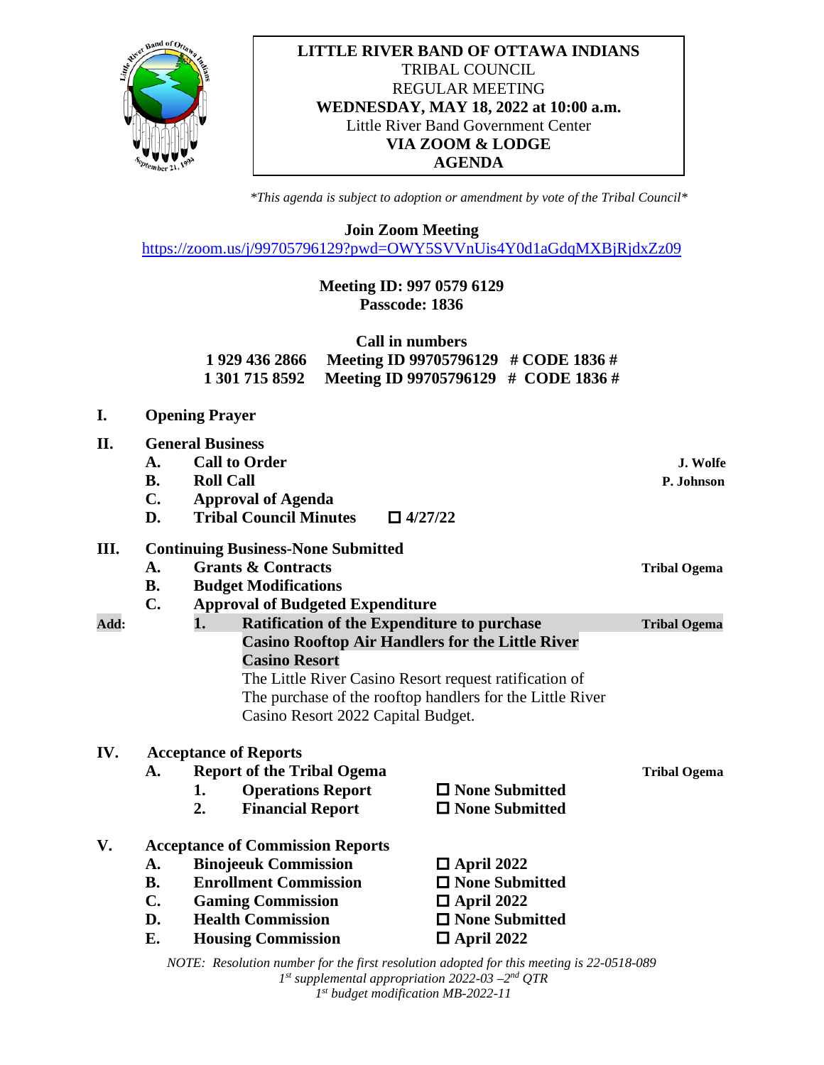**LITTLE RIVER BAND OF OTTAWA INDIANS**
TRIBAL COUNCIL
REGULAR MEETING
**WEDNESDAY, MAY 18, 2022 at 10:00 a.m.**
Little River Band Government Center
**VIA ZOOM & LODGE**
**AGENDA**

*\*This agenda is subject to adoption or amendment by vote of the Tribal Council\**

**Join Zoom Meeting**
https://zoom.us/j/99705796129?pwd=OWY5SVVnUis4Y0d1aGdqMXBjRjdxZz09

**Meeting ID: 997 0579 6129**
**Passcode: 1836**

**Call in numbers**
**1 929 436 2866 Meeting ID 99705796129 # CODE 1836 #**
**1 301 715 8592 Meeting ID 99705796129 # CODE 1836 #**

**I. Opening Prayer**

**II. General Business**

- **A. Call to Order** — **J. Wolfe**
- **B. Roll Call** — **P. Johnson**
- **C. Approval of Agenda**
- **D. Tribal Council Minutes** ☐ **4/27/22**

**III. Continuing Business-None Submitted**

- **A. Grants & Contracts** — **Tribal Ogema**
- **B. Budget Modifications**
- **C. Approval of Budgeted Expenditure**

**Add:** **1. Ratification of the Expenditure to purchase Casino Rooftop Air Handlers for the Little River Casino Resort** — **Tribal Ogema**
The Little River Casino Resort request ratification of The purchase of the rooftop handlers for the Little River Casino Resort 2022 Capital Budget.

**IV. Acceptance of Reports**

- **A. Report of the Tribal Ogema** — **Tribal Ogema**
  1. **Operations Report** ☐ **None Submitted**
  2. **Financial Report** ☐ **None Submitted**

**V. Acceptance of Commission Reports**

- **A. Binojeeuk Commission** ☐ **April 2022**
- **B. Enrollment Commission** ☐ **None Submitted**
- **C. Gaming Commission** ☐ **April 2022**
- **D. Health Commission** ☐ **None Submitted**
- **E. Housing Commission** ☐ **April 2022**

*NOTE: Resolution number for the first resolution adopted for this meeting is 22-0518-089*
*1st supplemental appropriation 2022-03 –2nd QTR*
*1st budget modification MB-2022-11*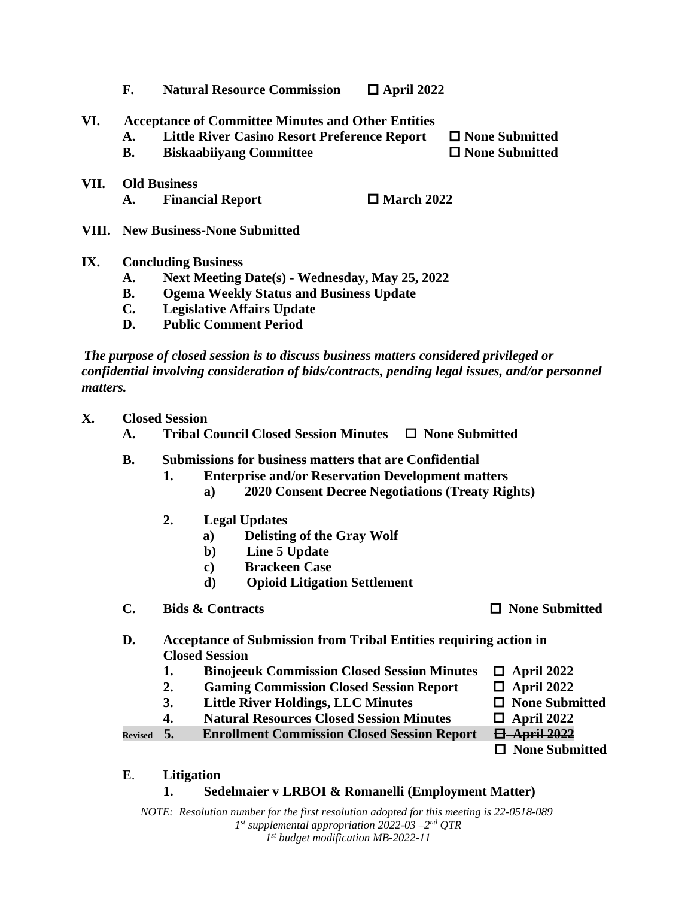**F. Natural Resource Commission** ☐ **April 2022**

**VI. Acceptance of Committee Minutes and Other Entities**

- **A. Little River Casino Resort Preference Report** ☐ **None Submitted**
- **B. Biskaabiiyang Committee** ☐ **None Submitted**

**VII. Old Business**

- **A. Financial Report** ☐ **March 2022**

**VIII. New Business-None Submitted**

**IX. Concluding Business**

- **A. Next Meeting Date(s) - Wednesday, May 25, 2022**
- **B. Ogema Weekly Status and Business Update**
- **C. Legislative Affairs Update**
- **D. Public Comment Period**

***The purpose of closed session is to discuss business matters considered privileged or confidential involving consideration of bids/contracts, pending legal issues, and/or personnel matters.***

**X. Closed Session**

- **A. Tribal Council Closed Session Minutes** ☐ **None Submitted**
- **B. Submissions for business matters that are Confidential**
  - **1. Enterprise and/or Reservation Development matters**
    - **a) 2020 Consent Decree Negotiations (Treaty Rights)**
  - **2. Legal Updates**
    - **a) Delisting of the Gray Wolf**
    - **b) Line 5 Update**
    - **c) Brackeen Case**
    - **d) Opioid Litigation Settlement**
- **C. Bids & Contracts** ☐ **None Submitted**
- **D. Acceptance of Submission from Tribal Entities requiring action in Closed Session**
  - **1. Binojeeuk Commission Closed Session Minutes** ☐ **April 2022**
  - **2. Gaming Commission Closed Session Report** ☐ **April 2022**
  - **3. Little River Holdings, LLC Minutes** ☐ **None Submitted**
  - **4. Natural Resources Closed Session Minutes** ☐ **April 2022**
  - **Revised 5. Enrollment Commission Closed Session Report** ~~☐ April 2022~~ ☐ **None Submitted**
- **E. Litigation**
  - **1. Sedelmaier v LRBOI & Romanelli (Employment Matter)**

*NOTE: Resolution number for the first resolution adopted for this meeting is 22-0518-089*
*1st supplemental appropriation 2022-03 –2nd QTR*
*1st budget modification MB-2022-11*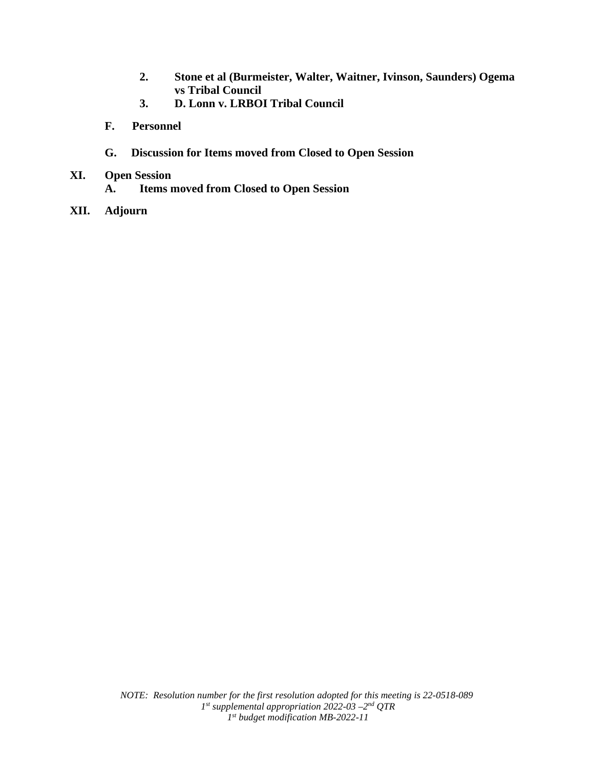2. **Stone et al (Burmeister, Walter, Waitner, Ivinson, Saunders) Ogema vs Tribal Council**
3. **D. Lonn v. LRBOI Tribal Council**

**F. Personnel**

**G. Discussion for Items moved from Closed to Open Session**

**XI. Open Session**

**A. Items moved from Closed to Open Session**

**XII. Adjourn**

*NOTE: Resolution number for the first resolution adopted for this meeting is 22-0518-089*
*1st supplemental appropriation 2022-03 –2nd QTR*
*1st budget modification MB-2022-11*